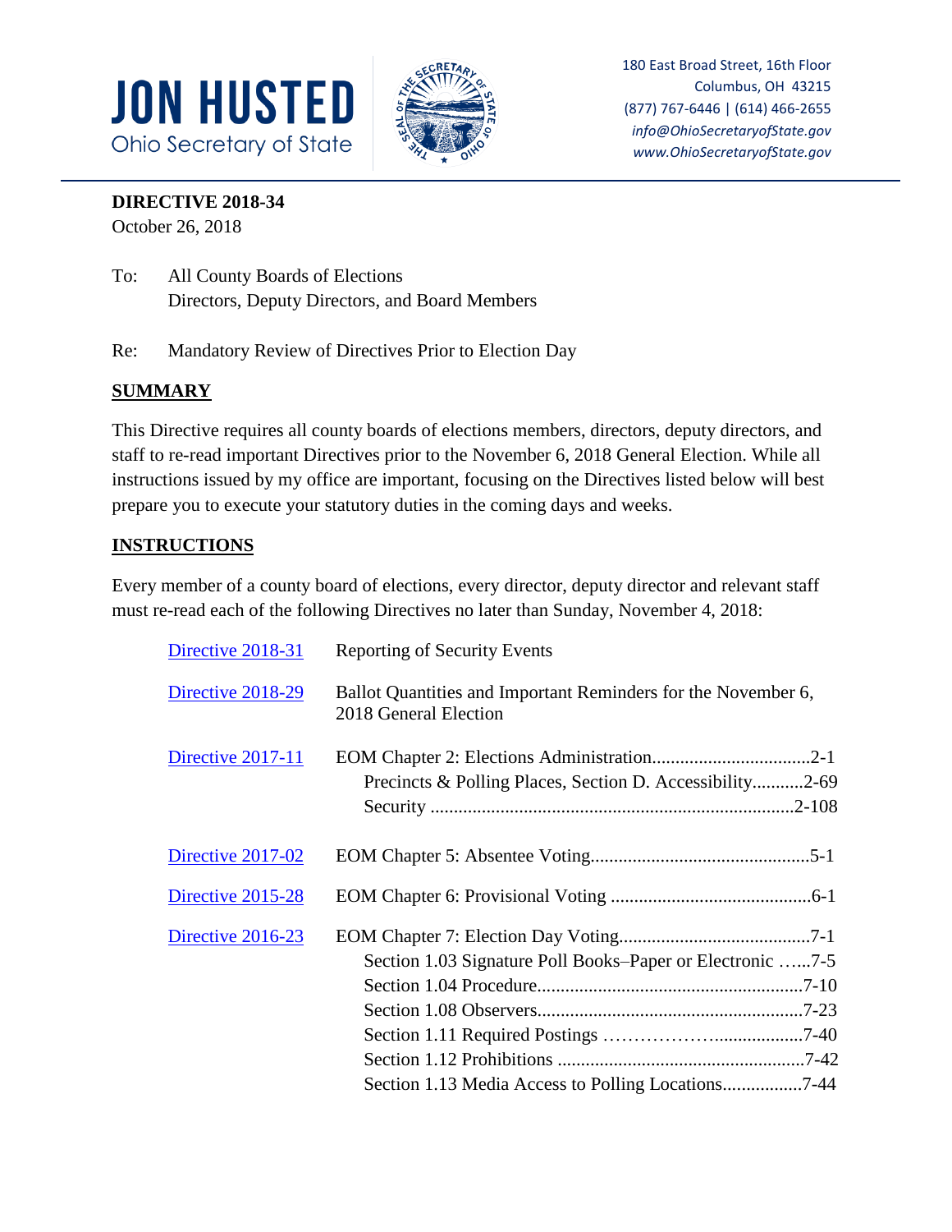**JON HUSTED**
Ohio Secretary of State

180 East Broad Street, 16th Floor
Columbus, OH 43215
(877) 767-6446 | (614) 466-2655
*info@OhioSecretaryofState.gov*
*www.OhioSecretaryofState.gov*

---

**DIRECTIVE 2018-34**
October 26, 2018

To: All County Boards of Elections
Directors, Deputy Directors, and Board Members

Re: Mandatory Review of Directives Prior to Election Day

## SUMMARY

This Directive requires all county boards of elections members, directors, deputy directors, and staff to re-read important Directives prior to the November 6, 2018 General Election. While all instructions issued by my office are important, focusing on the Directives listed below will best prepare you to execute your statutory duties in the coming days and weeks.

## INSTRUCTIONS

Every member of a county board of elections, every director, deputy director and relevant staff must re-read each of the following Directives no later than Sunday, November 4, 2018:

| Directive | Subject |
| --- | --- |
| Directive 2018-31 | Reporting of Security Events |
| Directive 2018-29 | Ballot Quantities and Important Reminders for the November 6, 2018 General Election |
| Directive 2017-11 | EOM Chapter 2: Elections Administration..................................2-1<br>Precincts & Polling Places, Section D. Accessibility...........2-69<br>Security .............................................................................2-108 |
| Directive 2017-02 | EOM Chapter 5: Absentee Voting...............................................5-1 |
| Directive 2015-28 | EOM Chapter 6: Provisional Voting ...........................................6-1 |
| Directive 2016-23 | EOM Chapter 7: Election Day Voting.........................................7-1<br>Section 1.03 Signature Poll Books–Paper or Electronic …...7-5<br>Section 1.04 Procedure.........................................................7-10<br>Section 1.08 Observers.........................................................7-23<br>Section 1.11 Required Postings ………………..................7-40<br>Section 1.12 Prohibitions .....................................................7-42<br>Section 1.13 Media Access to Polling Locations.................7-44 |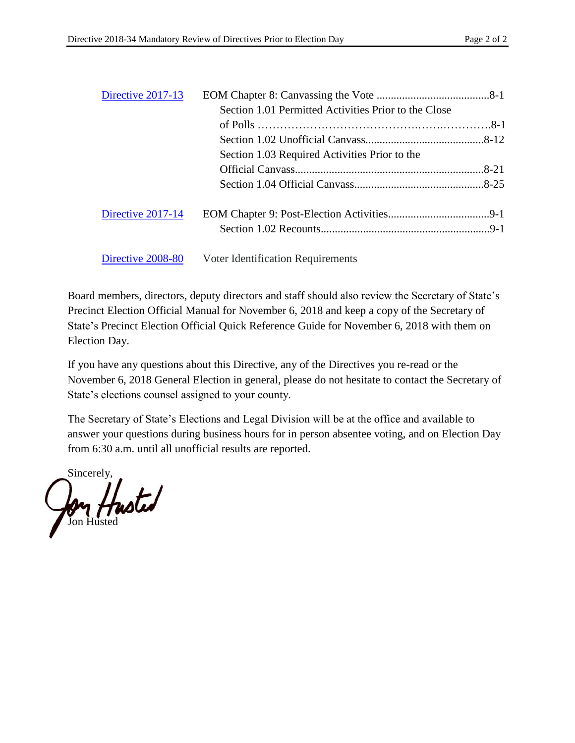| | | |
|---|---|---|
| Directive 2017-13 | EOM Chapter 8: Canvassing the Vote | 8-1 |
| | Section 1.01 Permitted Activities Prior to the Close of Polls | 8-1 |
| | Section 1.02 Unofficial Canvass | 8-12 |
| | Section 1.03 Required Activities Prior to the Official Canvass | 8-21 |
| | Section 1.04 Official Canvass | 8-25 |
| Directive 2017-14 | EOM Chapter 9: Post-Election Activities | 9-1 |
| | Section 1.02 Recounts | 9-1 |
| Directive 2008-80 | Voter Identification Requirements | |

Board members, directors, deputy directors and staff should also review the Secretary of State's Precinct Election Official Manual for November 6, 2018 and keep a copy of the Secretary of State's Precinct Election Official Quick Reference Guide for November 6, 2018 with them on Election Day.

If you have any questions about this Directive, any of the Directives you re-read or the November 6, 2018 General Election in general, please do not hesitate to contact the Secretary of State's elections counsel assigned to your county.

The Secretary of State's Elections and Legal Division will be at the office and available to answer your questions during business hours for in person absentee voting, and on Election Day from 6:30 a.m. until all unofficial results are reported.

Sincerely,

Jon Husted